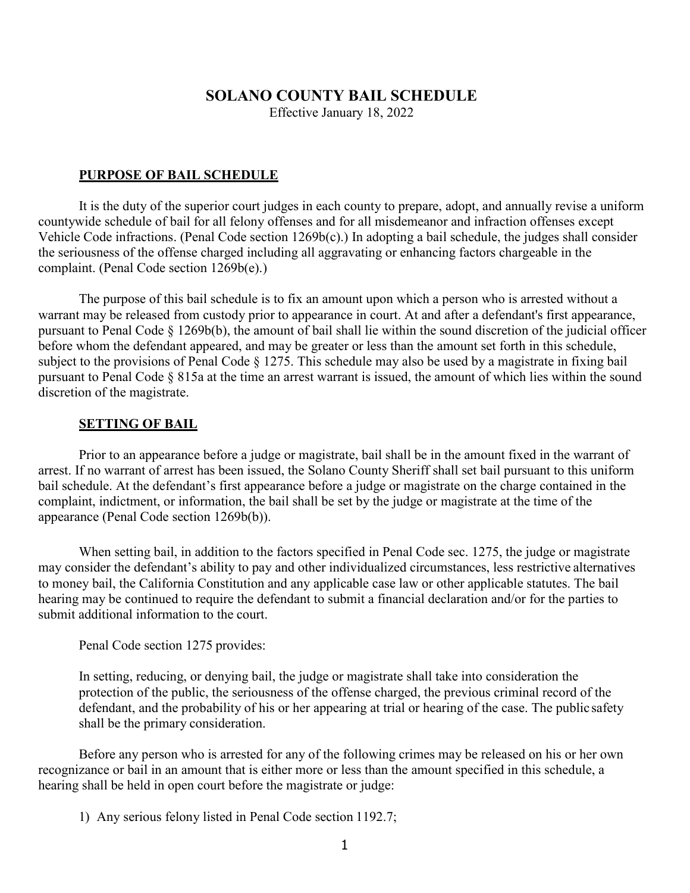# SOLANO COUNTY BAIL SCHEDULE

Effective January 18, 2022

## PURPOSE OF BAIL SCHEDULE

It is the duty of the superior court judges in each county to prepare, adopt, and annually revise a uniform countywide schedule of bail for all felony offenses and for all misdemeanor and infraction offenses except Vehicle Code infractions. (Penal Code section 1269b(c).) In adopting a bail schedule, the judges shall consider the seriousness of the offense charged including all aggravating or enhancing factors chargeable in the complaint. (Penal Code section 1269b(e).)

The purpose of this bail schedule is to fix an amount upon which a person who is arrested without a warrant may be released from custody prior to appearance in court. At and after a defendant's first appearance, pursuant to Penal Code § 1269b(b), the amount of bail shall lie within the sound discretion of the judicial officer before whom the defendant appeared, and may be greater or less than the amount set forth in this schedule, subject to the provisions of Penal Code § 1275. This schedule may also be used by a magistrate in fixing bail pursuant to Penal Code § 815a at the time an arrest warrant is issued, the amount of which lies within the sound discretion of the magistrate.

## SETTING OF BAIL

Prior to an appearance before a judge or magistrate, bail shall be in the amount fixed in the warrant of arrest. If no warrant of arrest has been issued, the Solano County Sheriff shall set bail pursuant to this uniform bail schedule. At the defendant's first appearance before a judge or magistrate on the charge contained in the complaint, indictment, or information, the bail shall be set by the judge or magistrate at the time of the appearance (Penal Code section 1269b(b)).

When setting bail, in addition to the factors specified in Penal Code sec. 1275, the judge or magistrate may consider the defendant's ability to pay and other individualized circumstances, less restrictive alternatives to money bail, the California Constitution and any applicable case law or other applicable statutes. The bail hearing may be continued to require the defendant to submit a financial declaration and/or for the parties to submit additional information to the court.

Penal Code section 1275 provides:

> In setting, reducing, or denying bail, the judge or magistrate shall take into consideration the protection of the public, the seriousness of the offense charged, the previous criminal record of the defendant, and the probability of his or her appearing at trial or hearing of the case. The public safety shall be the primary consideration.

Before any person who is arrested for any of the following crimes may be released on his or her own recognizance or bail in an amount that is either more or less than the amount specified in this schedule, a hearing shall be held in open court before the magistrate or judge:

1) Any serious felony listed in Penal Code section 1192.7;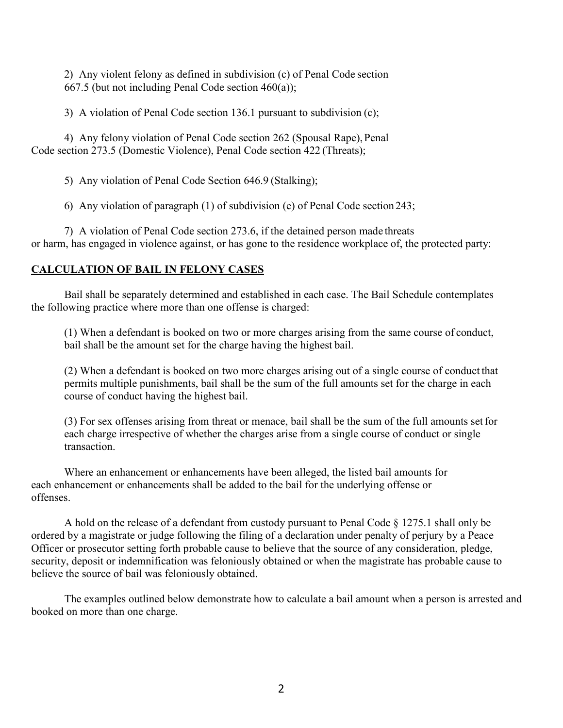2) Any violent felony as defined in subdivision (c) of Penal Code section 667.5 (but not including Penal Code section 460(a));

3) A violation of Penal Code section 136.1 pursuant to subdivision (c);

4) Any felony violation of Penal Code section 262 (Spousal Rape), Penal Code section 273.5 (Domestic Violence), Penal Code section 422 (Threats);

5) Any violation of Penal Code Section 646.9 (Stalking);

6) Any violation of paragraph (1) of subdivision (e) of Penal Code section 243;

7) A violation of Penal Code section 273.6, if the detained person made threats or harm, has engaged in violence against, or has gone to the residence workplace of, the protected party:

**CALCULATION OF BAIL IN FELONY CASES**

Bail shall be separately determined and established in each case. The Bail Schedule contemplates the following practice where more than one offense is charged:

(1) When a defendant is booked on two or more charges arising from the same course of conduct, bail shall be the amount set for the charge having the highest bail.

(2) When a defendant is booked on two more charges arising out of a single course of conduct that permits multiple punishments, bail shall be the sum of the full amounts set for the charge in each course of conduct having the highest bail.

(3) For sex offenses arising from threat or menace, bail shall be the sum of the full amounts set for each charge irrespective of whether the charges arise from a single course of conduct or single transaction.

Where an enhancement or enhancements have been alleged, the listed bail amounts for each enhancement or enhancements shall be added to the bail for the underlying offense or offenses.

A hold on the release of a defendant from custody pursuant to Penal Code § 1275.1 shall only be ordered by a magistrate or judge following the filing of a declaration under penalty of perjury by a Peace Officer or prosecutor setting forth probable cause to believe that the source of any consideration, pledge, security, deposit or indemnification was feloniously obtained or when the magistrate has probable cause to believe the source of bail was feloniously obtained.

The examples outlined below demonstrate how to calculate a bail amount when a person is arrested and booked on more than one charge.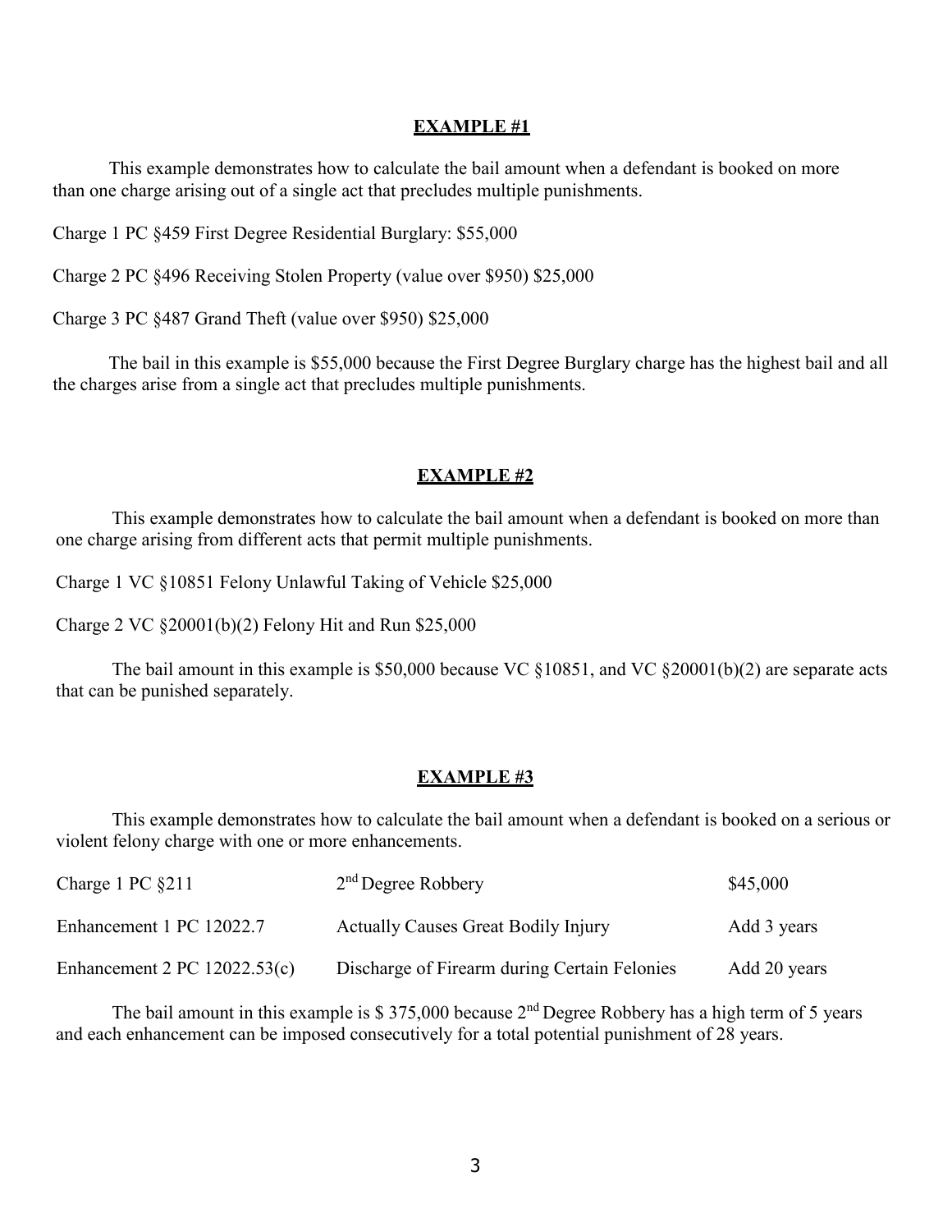## EXAMPLE #1

This example demonstrates how to calculate the bail amount when a defendant is booked on more than one charge arising out of a single act that precludes multiple punishments.

Charge 1 PC §459 First Degree Residential Burglary: $55,000

Charge 2 PC §496 Receiving Stolen Property (value over $950) $25,000

Charge 3 PC §487 Grand Theft (value over $950) $25,000

The bail in this example is $55,000 because the First Degree Burglary charge has the highest bail and all the charges arise from a single act that precludes multiple punishments.

## EXAMPLE #2

This example demonstrates how to calculate the bail amount when a defendant is booked on more than one charge arising from different acts that permit multiple punishments.

Charge 1 VC §10851 Felony Unlawful Taking of Vehicle $25,000

Charge 2 VC §20001(b)(2) Felony Hit and Run $25,000

The bail amount in this example is $50,000 because VC §10851, and VC §20001(b)(2) are separate acts that can be punished separately.

## EXAMPLE #3

This example demonstrates how to calculate the bail amount when a defendant is booked on a serious or violent felony charge with one or more enhancements.

| | | |
|---|---|---|
| Charge 1 PC §211 | 2nd Degree Robbery | $45,000 |
| Enhancement 1 PC 12022.7 | Actually Causes Great Bodily Injury | Add 3 years |
| Enhancement 2 PC 12022.53(c) | Discharge of Firearm during Certain Felonies | Add 20 years |

The bail amount in this example is $ 375,000 because 2nd Degree Robbery has a high term of 5 years and each enhancement can be imposed consecutively for a total potential punishment of 28 years.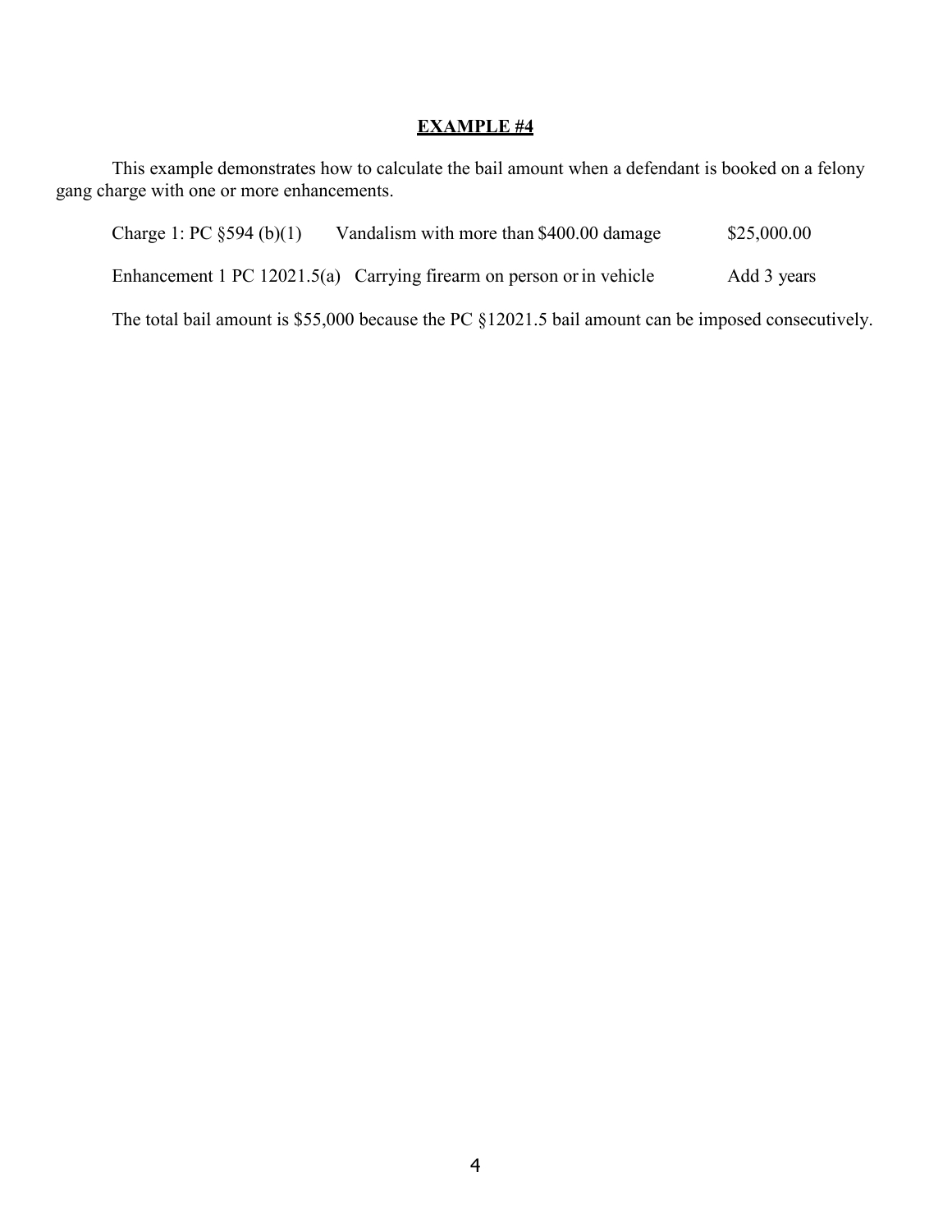**EXAMPLE #4**

This example demonstrates how to calculate the bail amount when a defendant is booked on a felony gang charge with one or more enhancements.

| | | |
|---|---|---|
| Charge 1: PC §594 (b)(1) | Vandalism with more than $400.00 damage | $25,000.00 |
| Enhancement 1 PC 12021.5(a) | Carrying firearm on person or in vehicle | Add 3 years |

The total bail amount is $55,000 because the PC §12021.5 bail amount can be imposed consecutively.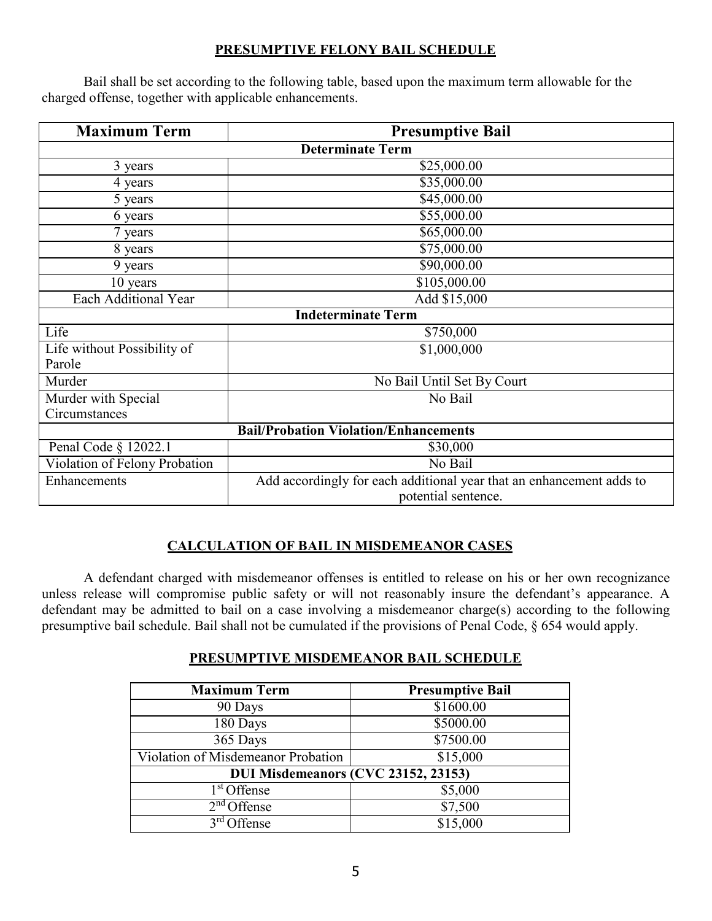## PRESUMPTIVE FELONY BAIL SCHEDULE

Bail shall be set according to the following table, based upon the maximum term allowable for the charged offense, together with applicable enhancements.

| Maximum Term | Presumptive Bail |
|---|---|
| **Determinate Term** | |
| 3 years | $25,000.00 |
| 4 years | $35,000.00 |
| 5 years | $45,000.00 |
| 6 years | $55,000.00 |
| 7 years | $65,000.00 |
| 8 years | $75,000.00 |
| 9 years | $90,000.00 |
| 10 years | $105,000.00 |
| Each Additional Year | Add $15,000 |
| **Indeterminate Term** | |
| Life | $750,000 |
| Life without Possibility of Parole | $1,000,000 |
| Murder | No Bail Until Set By Court |
| Murder with Special Circumstances | No Bail |
| **Bail/Probation Violation/Enhancements** | |
| Penal Code § 12022.1 | $30,000 |
| Violation of Felony Probation | No Bail |
| Enhancements | Add accordingly for each additional year that an enhancement adds to potential sentence. |

## CALCULATION OF BAIL IN MISDEMEANOR CASES

A defendant charged with misdemeanor offenses is entitled to release on his or her own recognizance unless release will compromise public safety or will not reasonably insure the defendant's appearance. A defendant may be admitted to bail on a case involving a misdemeanor charge(s) according to the following presumptive bail schedule. Bail shall not be cumulated if the provisions of Penal Code, § 654 would apply.

## PRESUMPTIVE MISDEMEANOR BAIL SCHEDULE

| Maximum Term | Presumptive Bail |
|---|---|
| 90 Days | $1600.00 |
| 180 Days | $5000.00 |
| 365 Days | $7500.00 |
| Violation of Misdemeanor Probation | $15,000 |
| **DUI Misdemeanors (CVC 23152, 23153)** | |
| 1st Offense | $5,000 |
| 2nd Offense | $7,500 |
| 3rd Offense | $15,000 |